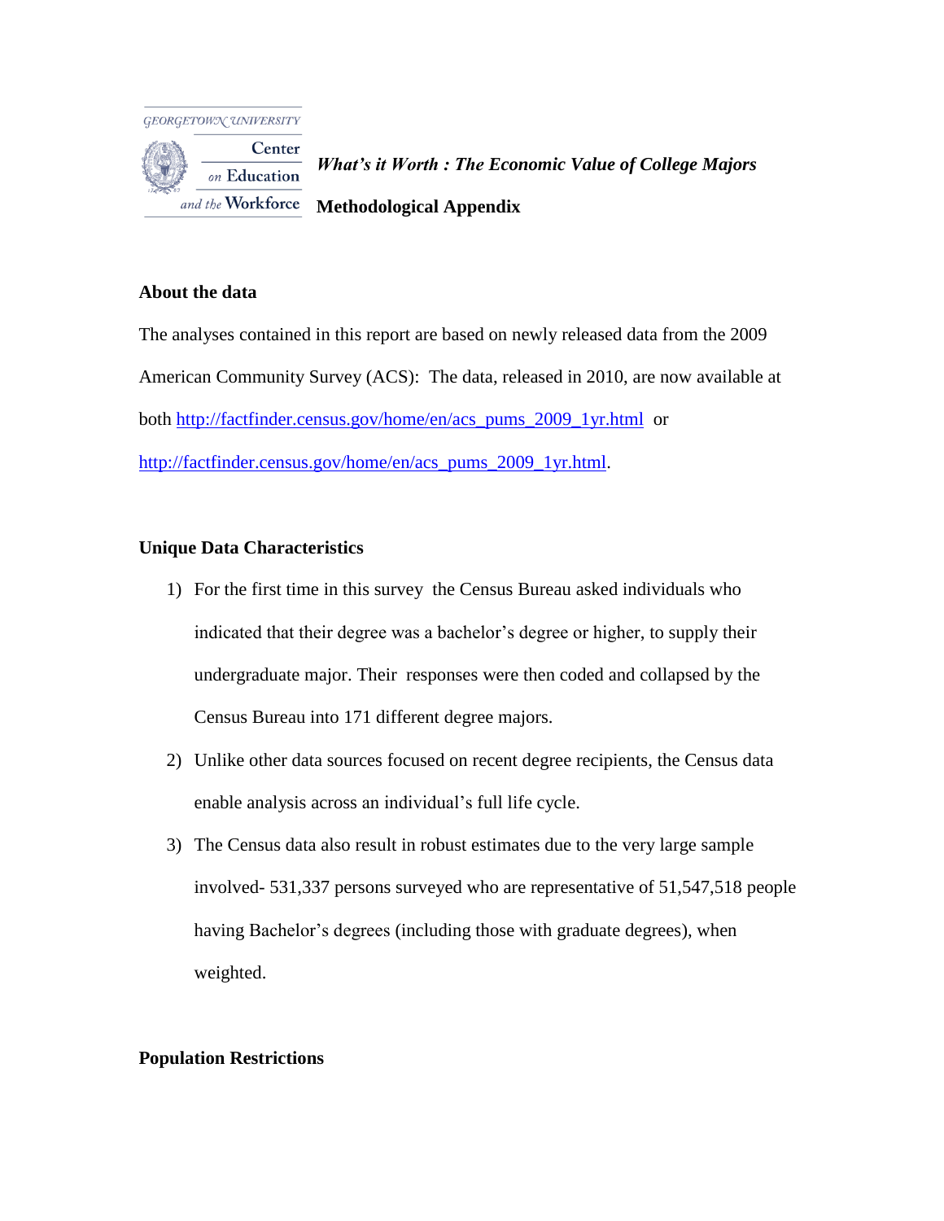GEORGETOWN UNIVERSITY

Center on Education and the Workforce

***What's it Worth : The Economic Value of College Majors***

**Methodological Appendix**

## About the data

The analyses contained in this report are based on newly released data from the 2009 American Community Survey (ACS): The data, released in 2010, are now available at both http://factfinder.census.gov/home/en/acs_pums_2009_1yr.html or http://factfinder.census.gov/home/en/acs_pums_2009_1yr.html.

## Unique Data Characteristics

1) For the first time in this survey the Census Bureau asked individuals who indicated that their degree was a bachelor's degree or higher, to supply their undergraduate major. Their responses were then coded and collapsed by the Census Bureau into 171 different degree majors.
2) Unlike other data sources focused on recent degree recipients, the Census data enable analysis across an individual's full life cycle.
3) The Census data also result in robust estimates due to the very large sample involved- 531,337 persons surveyed who are representative of 51,547,518 people having Bachelor's degrees (including those with graduate degrees), when weighted.

## Population Restrictions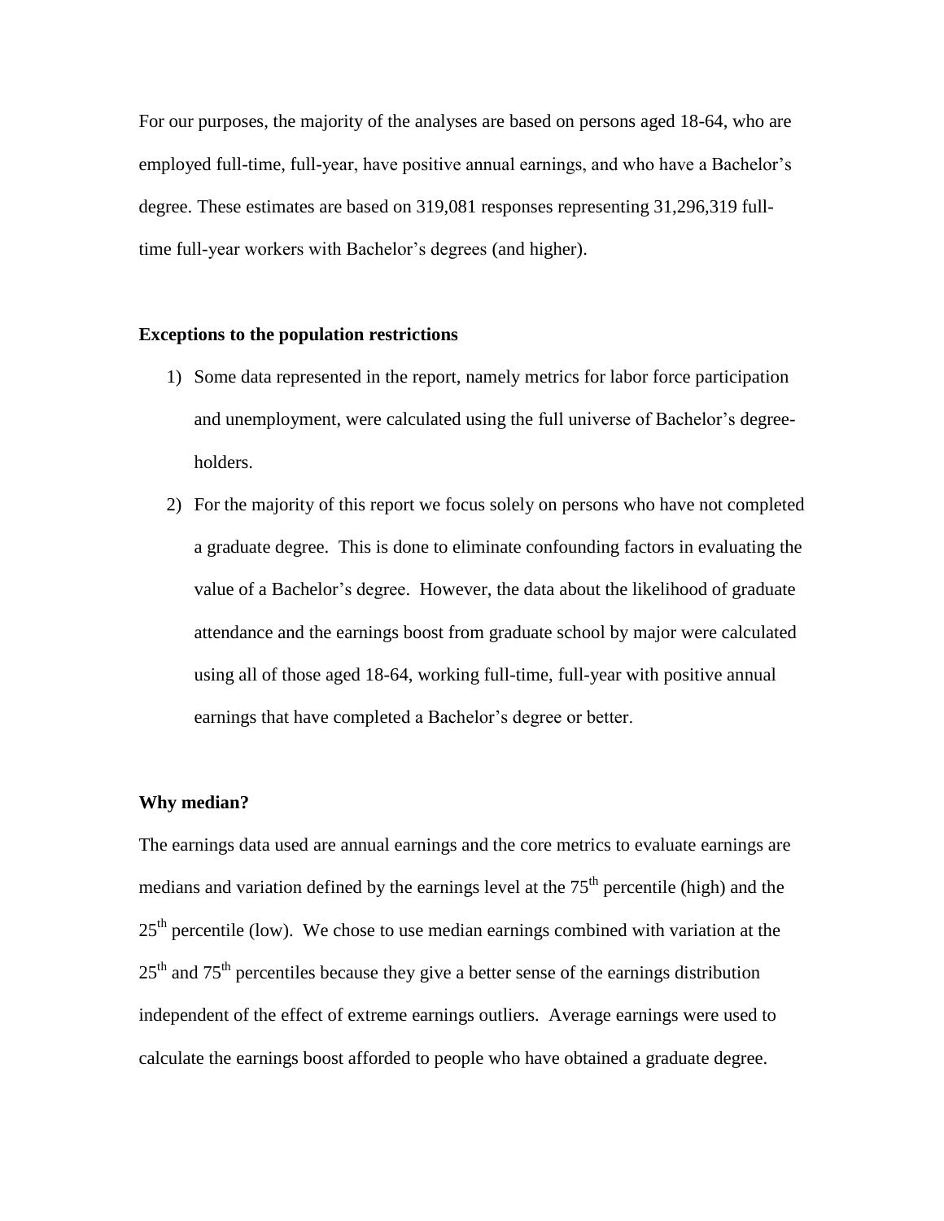For our purposes, the majority of the analyses are based on persons aged 18-64, who are employed full-time, full-year, have positive annual earnings, and who have a Bachelor's degree. These estimates are based on 319,081 responses representing 31,296,319 full-time full-year workers with Bachelor's degrees (and higher).

**Exceptions to the population restrictions**

1) Some data represented in the report, namely metrics for labor force participation and unemployment, were calculated using the full universe of Bachelor's degree-holders.
2) For the majority of this report we focus solely on persons who have not completed a graduate degree. This is done to eliminate confounding factors in evaluating the value of a Bachelor's degree. However, the data about the likelihood of graduate attendance and the earnings boost from graduate school by major were calculated using all of those aged 18-64, working full-time, full-year with positive annual earnings that have completed a Bachelor's degree or better.

**Why median?**

The earnings data used are annual earnings and the core metrics to evaluate earnings are medians and variation defined by the earnings level at the 75th percentile (high) and the 25th percentile (low). We chose to use median earnings combined with variation at the 25th and 75th percentiles because they give a better sense of the earnings distribution independent of the effect of extreme earnings outliers. Average earnings were used to calculate the earnings boost afforded to people who have obtained a graduate degree.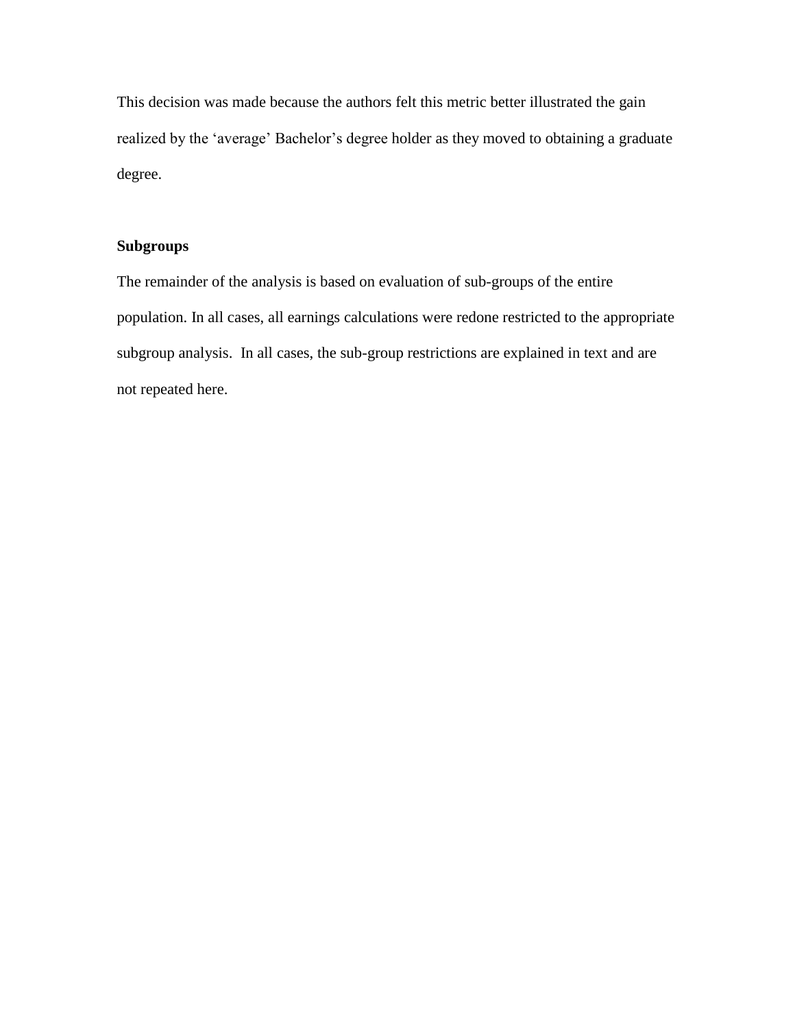This decision was made because the authors felt this metric better illustrated the gain realized by the 'average' Bachelor's degree holder as they moved to obtaining a graduate degree.

**Subgroups**

The remainder of the analysis is based on evaluation of sub-groups of the entire population. In all cases, all earnings calculations were redone restricted to the appropriate subgroup analysis. In all cases, the sub-group restrictions are explained in text and are not repeated here.